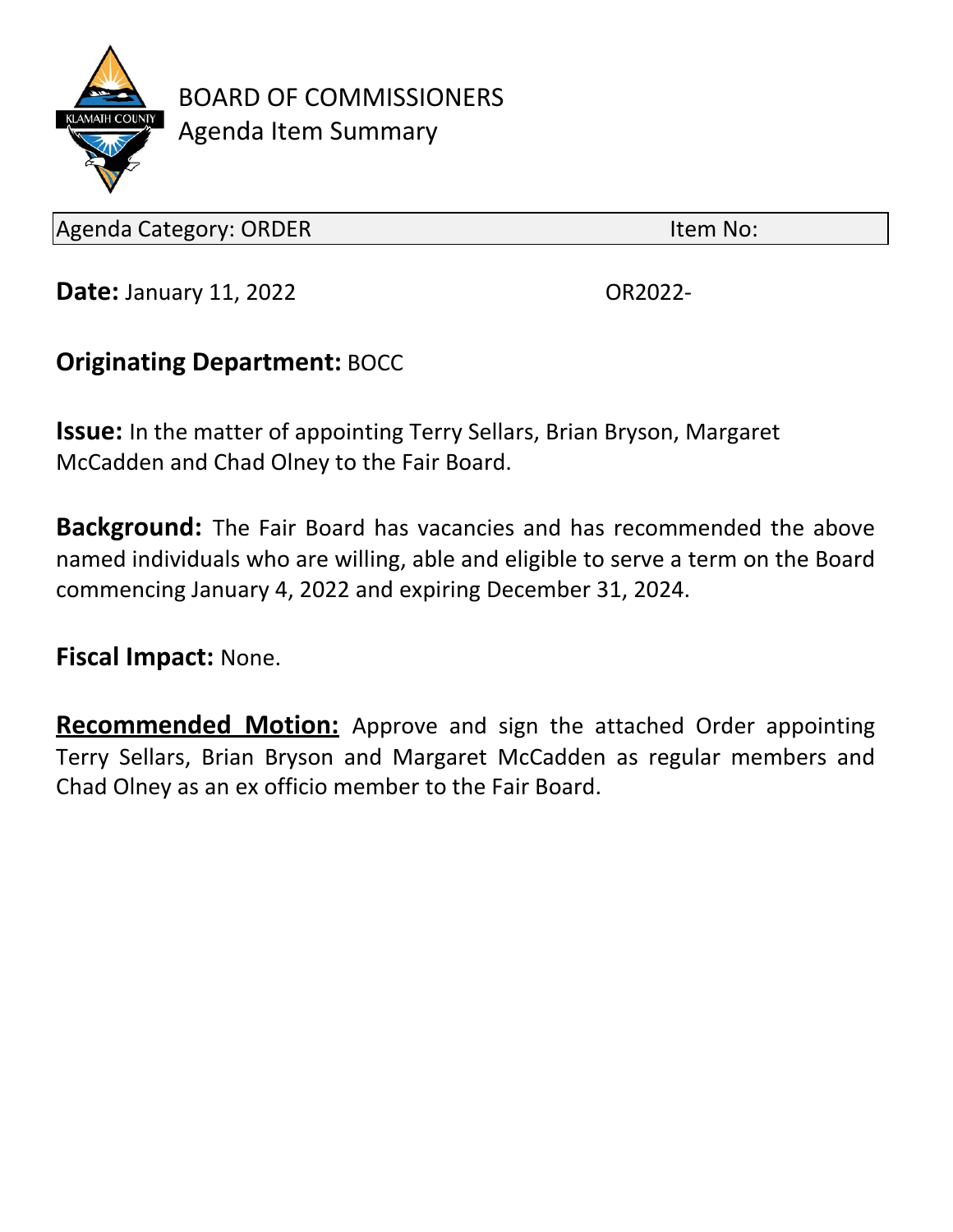# BOARD OF COMMISSIONERS
## Agenda Item Summary

| Agenda Category: ORDER | Item No: |
|---|---|

**Date:** January 11, 2022 OR2022-

**Originating Department:** BOCC

**Issue:** In the matter of appointing Terry Sellars, Brian Bryson, Margaret McCadden and Chad Olney to the Fair Board.

**Background:** The Fair Board has vacancies and has recommended the above named individuals who are willing, able and eligible to serve a term on the Board commencing January 4, 2022 and expiring December 31, 2024.

**Fiscal Impact:** None.

**Recommended Motion:** Approve and sign the attached Order appointing Terry Sellars, Brian Bryson and Margaret McCadden as regular members and Chad Olney as an ex officio member to the Fair Board.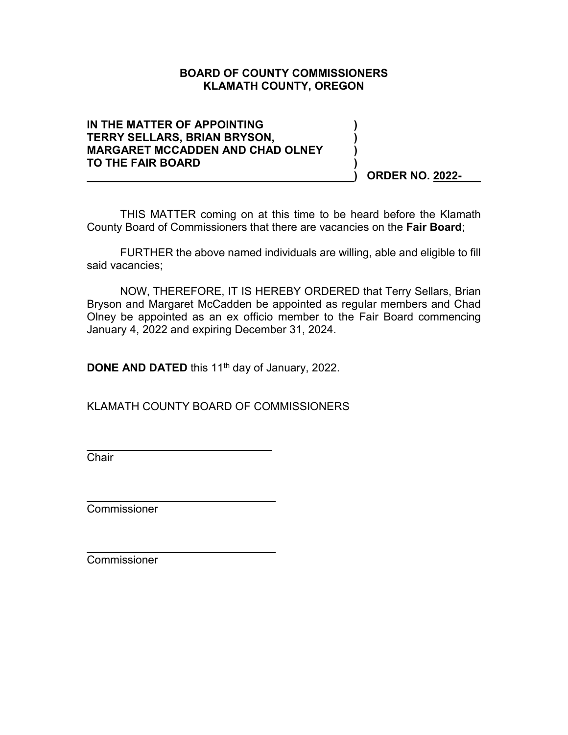**BOARD OF COUNTY COMMISSIONERS**
**KLAMATH COUNTY, OREGON**

**IN THE MATTER OF APPOINTING )**
**TERRY SELLARS, BRIAN BRYSON, )**
**MARGARET MCCADDEN AND CHAD OLNEY )**
**TO THE FAIR BOARD )**
**) ORDER NO. 2022-**

THIS MATTER coming on at this time to be heard before the Klamath County Board of Commissioners that there are vacancies on the **Fair Board**;

FURTHER the above named individuals are willing, able and eligible to fill said vacancies;

NOW, THEREFORE, IT IS HEREBY ORDERED that Terry Sellars, Brian Bryson and Margaret McCadden be appointed as regular members and Chad Olney be appointed as an ex officio member to the Fair Board commencing January 4, 2022 and expiring December 31, 2024.

**DONE AND DATED** this 11th day of January, 2022.

KLAMATH COUNTY BOARD OF COMMISSIONERS

\_\_\_\_\_\_\_\_\_\_\_\_\_\_\_\_\_\_\_\_\_\_\_\_\_\_\_\_\_\_
Chair

\_\_\_\_\_\_\_\_\_\_\_\_\_\_\_\_\_\_\_\_\_\_\_\_\_\_\_\_\_\_
Commissioner

\_\_\_\_\_\_\_\_\_\_\_\_\_\_\_\_\_\_\_\_\_\_\_\_\_\_\_\_\_\_
Commissioner